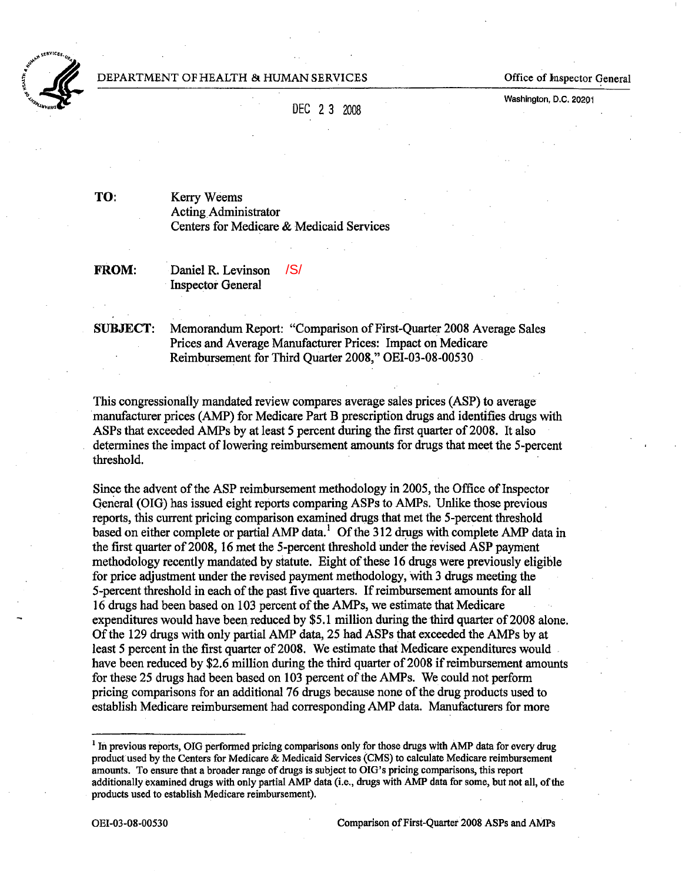DEPARTMENT OF HEALTH & HUMAN SERVICES

Office of Inspector General

Washington, D.C. 20201

DEC 2 3 2008

**TO:** Kerry Weems
Acting Administrator
Centers for Medicare & Medicaid Services

**FROM:** Daniel R. Levinson /S/
Inspector General

**SUBJECT:** Memorandum Report: "Comparison of First-Quarter 2008 Average Sales Prices and Average Manufacturer Prices: Impact on Medicare Reimbursement for Third Quarter 2008," OEI-03-08-00530

This congressionally mandated review compares average sales prices (ASP) to average manufacturer prices (AMP) for Medicare Part B prescription drugs and identifies drugs with ASPs that exceeded AMPs by at least 5 percent during the first quarter of 2008. It also determines the impact of lowering reimbursement amounts for drugs that meet the 5-percent threshold.

Since the advent of the ASP reimbursement methodology in 2005, the Office of Inspector General (OIG) has issued eight reports comparing ASPs to AMPs. Unlike those previous reports, this current pricing comparison examined drugs that met the 5-percent threshold based on either complete or partial AMP data.[1] Of the 312 drugs with complete AMP data in the first quarter of 2008, 16 met the 5-percent threshold under the revised ASP payment methodology recently mandated by statute. Eight of these 16 drugs were previously eligible for price adjustment under the revised payment methodology, with 3 drugs meeting the 5-percent threshold in each of the past five quarters. If reimbursement amounts for all 16 drugs had been based on 103 percent of the AMPs, we estimate that Medicare expenditures would have been reduced by $5.1 million during the third quarter of 2008 alone. Of the 129 drugs with only partial AMP data, 25 had ASPs that exceeded the AMPs by at least 5 percent in the first quarter of 2008. We estimate that Medicare expenditures would have been reduced by $2.6 million during the third quarter of 2008 if reimbursement amounts for these 25 drugs had been based on 103 percent of the AMPs. We could not perform pricing comparisons for an additional 76 drugs because none of the drug products used to establish Medicare reimbursement had corresponding AMP data. Manufacturers for more

[1] In previous reports, OIG performed pricing comparisons only for those drugs with AMP data for every drug product used by the Centers for Medicare & Medicaid Services (CMS) to calculate Medicare reimbursement amounts. To ensure that a broader range of drugs is subject to OIG's pricing comparisons, this report additionally examined drugs with only partial AMP data (i.e., drugs with AMP data for some, but not all, of the products used to establish Medicare reimbursement).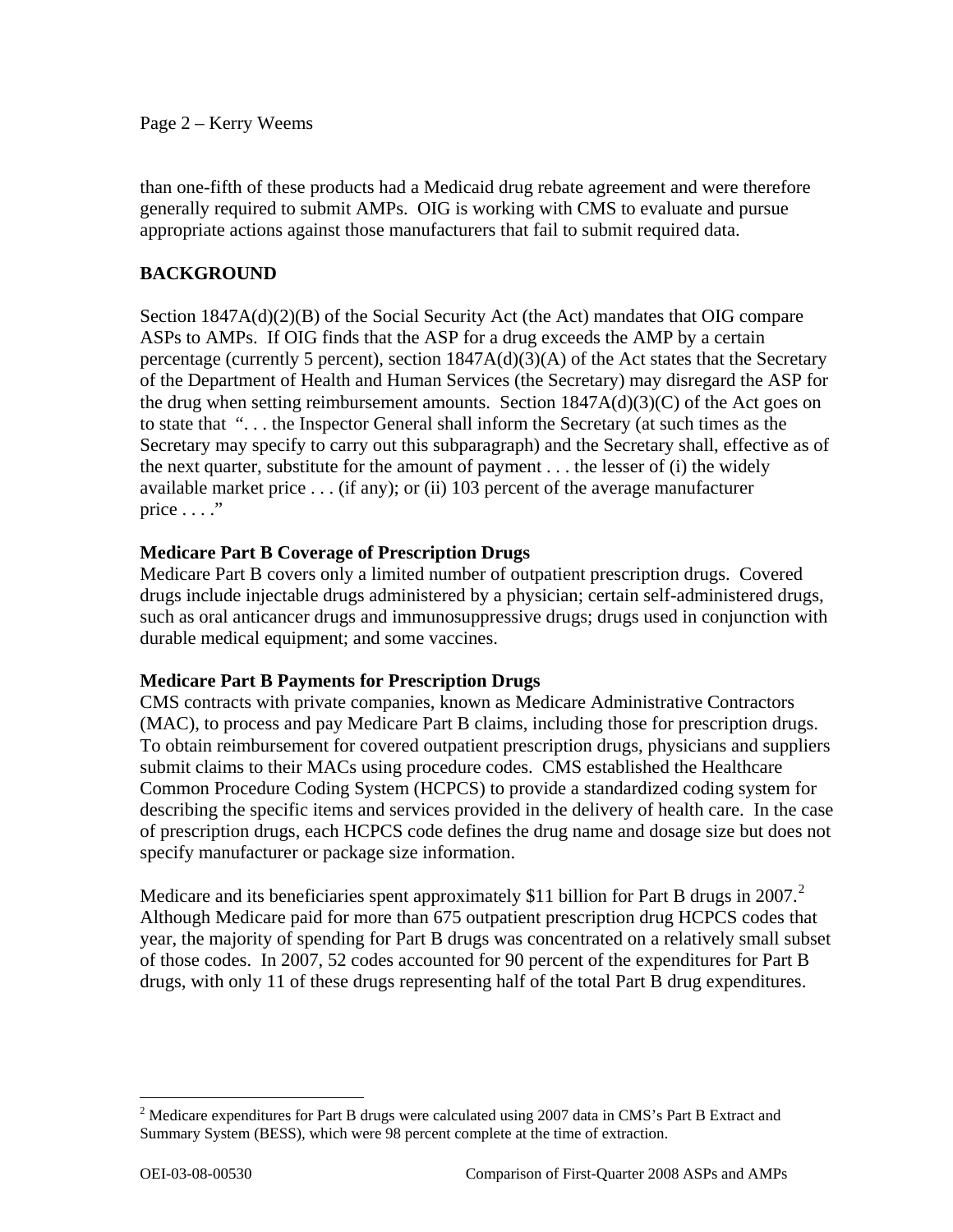than one-fifth of these products had a Medicaid drug rebate agreement and were therefore generally required to submit AMPs. OIG is working with CMS to evaluate and pursue appropriate actions against those manufacturers that fail to submit required data.

## BACKGROUND

Section 1847A(d)(2)(B) of the Social Security Act (the Act) mandates that OIG compare ASPs to AMPs. If OIG finds that the ASP for a drug exceeds the AMP by a certain percentage (currently 5 percent), section 1847A(d)(3)(A) of the Act states that the Secretary of the Department of Health and Human Services (the Secretary) may disregard the ASP for the drug when setting reimbursement amounts. Section 1847A(d)(3)(C) of the Act goes on to state that "... the Inspector General shall inform the Secretary (at such times as the Secretary may specify to carry out this subparagraph) and the Secretary shall, effective as of the next quarter, substitute for the amount of payment ... the lesser of (i) the widely available market price ... (if any); or (ii) 103 percent of the average manufacturer price ... ."

### Medicare Part B Coverage of Prescription Drugs

Medicare Part B covers only a limited number of outpatient prescription drugs. Covered drugs include injectable drugs administered by a physician; certain self-administered drugs, such as oral anticancer drugs and immunosuppressive drugs; drugs used in conjunction with durable medical equipment; and some vaccines.

### Medicare Part B Payments for Prescription Drugs

CMS contracts with private companies, known as Medicare Administrative Contractors (MAC), to process and pay Medicare Part B claims, including those for prescription drugs. To obtain reimbursement for covered outpatient prescription drugs, physicians and suppliers submit claims to their MACs using procedure codes. CMS established the Healthcare Common Procedure Coding System (HCPCS) to provide a standardized coding system for describing the specific items and services provided in the delivery of health care. In the case of prescription drugs, each HCPCS code defines the drug name and dosage size but does not specify manufacturer or package size information.

Medicare and its beneficiaries spent approximately $11 billion for Part B drugs in 2007.[2] Although Medicare paid for more than 675 outpatient prescription drug HCPCS codes that year, the majority of spending for Part B drugs was concentrated on a relatively small subset of those codes. In 2007, 52 codes accounted for 90 percent of the expenditures for Part B drugs, with only 11 of these drugs representing half of the total Part B drug expenditures.

---

[2] Medicare expenditures for Part B drugs were calculated using 2007 data in CMS's Part B Extract and Summary System (BESS), which were 98 percent complete at the time of extraction.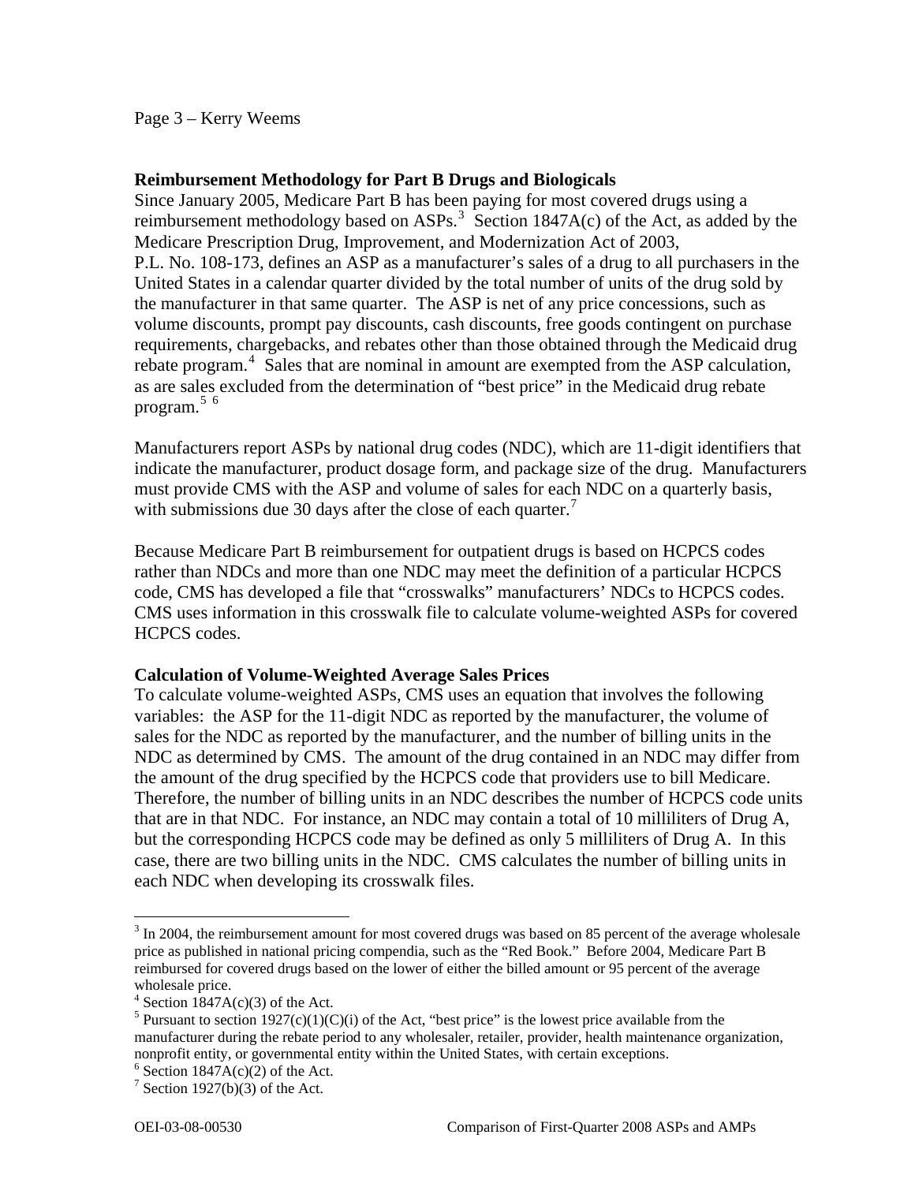**Reimbursement Methodology for Part B Drugs and Biologicals**

Since January 2005, Medicare Part B has been paying for most covered drugs using a reimbursement methodology based on ASPs.[3] Section 1847A(c) of the Act, as added by the Medicare Prescription Drug, Improvement, and Modernization Act of 2003, P.L. No. 108-173, defines an ASP as a manufacturer's sales of a drug to all purchasers in the United States in a calendar quarter divided by the total number of units of the drug sold by the manufacturer in that same quarter. The ASP is net of any price concessions, such as volume discounts, prompt pay discounts, cash discounts, free goods contingent on purchase requirements, chargebacks, and rebates other than those obtained through the Medicaid drug rebate program.[4] Sales that are nominal in amount are exempted from the ASP calculation, as are sales excluded from the determination of "best price" in the Medicaid drug rebate program.[5] [6]

Manufacturers report ASPs by national drug codes (NDC), which are 11-digit identifiers that indicate the manufacturer, product dosage form, and package size of the drug. Manufacturers must provide CMS with the ASP and volume of sales for each NDC on a quarterly basis, with submissions due 30 days after the close of each quarter.[7]

Because Medicare Part B reimbursement for outpatient drugs is based on HCPCS codes rather than NDCs and more than one NDC may meet the definition of a particular HCPCS code, CMS has developed a file that "crosswalks" manufacturers' NDCs to HCPCS codes. CMS uses information in this crosswalk file to calculate volume-weighted ASPs for covered HCPCS codes.

**Calculation of Volume-Weighted Average Sales Prices**

To calculate volume-weighted ASPs, CMS uses an equation that involves the following variables: the ASP for the 11-digit NDC as reported by the manufacturer, the volume of sales for the NDC as reported by the manufacturer, and the number of billing units in the NDC as determined by CMS. The amount of the drug contained in an NDC may differ from the amount of the drug specified by the HCPCS code that providers use to bill Medicare. Therefore, the number of billing units in an NDC describes the number of HCPCS code units that are in that NDC. For instance, an NDC may contain a total of 10 milliliters of Drug A, but the corresponding HCPCS code may be defined as only 5 milliliters of Drug A. In this case, there are two billing units in the NDC. CMS calculates the number of billing units in each NDC when developing its crosswalk files.

---

[3] In 2004, the reimbursement amount for most covered drugs was based on 85 percent of the average wholesale price as published in national pricing compendia, such as the "Red Book." Before 2004, Medicare Part B reimbursed for covered drugs based on the lower of either the billed amount or 95 percent of the average wholesale price.

[4] Section 1847A(c)(3) of the Act.

[5] Pursuant to section 1927(c)(1)(C)(i) of the Act, "best price" is the lowest price available from the manufacturer during the rebate period to any wholesaler, retailer, provider, health maintenance organization, nonprofit entity, or governmental entity within the United States, with certain exceptions.

[6] Section 1847A(c)(2) of the Act.

[7] Section 1927(b)(3) of the Act.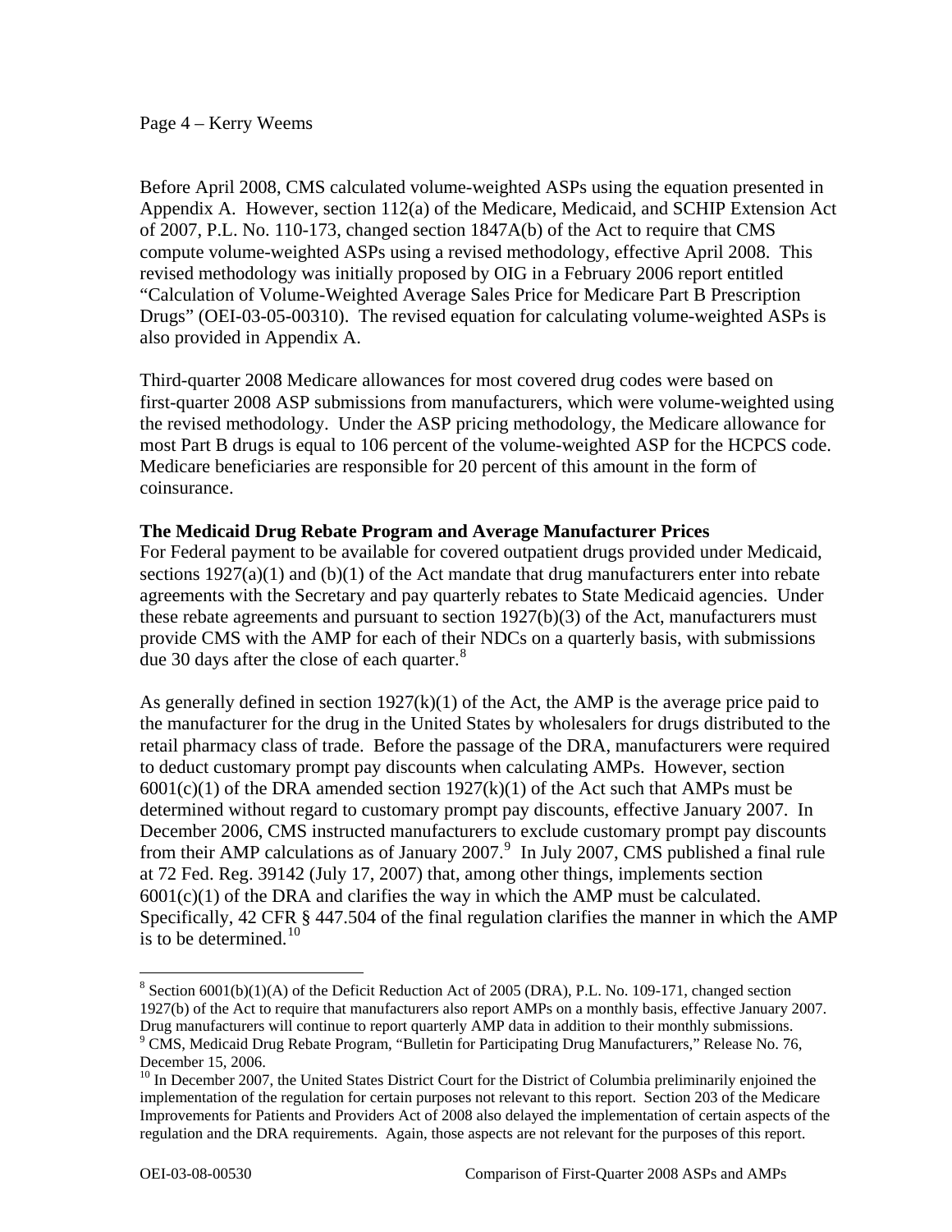Before April 2008, CMS calculated volume-weighted ASPs using the equation presented in Appendix A. However, section 112(a) of the Medicare, Medicaid, and SCHIP Extension Act of 2007, P.L. No. 110-173, changed section 1847A(b) of the Act to require that CMS compute volume-weighted ASPs using a revised methodology, effective April 2008. This revised methodology was initially proposed by OIG in a February 2006 report entitled "Calculation of Volume-Weighted Average Sales Price for Medicare Part B Prescription Drugs" (OEI-03-05-00310). The revised equation for calculating volume-weighted ASPs is also provided in Appendix A.

Third-quarter 2008 Medicare allowances for most covered drug codes were based on first-quarter 2008 ASP submissions from manufacturers, which were volume-weighted using the revised methodology. Under the ASP pricing methodology, the Medicare allowance for most Part B drugs is equal to 106 percent of the volume-weighted ASP for the HCPCS code. Medicare beneficiaries are responsible for 20 percent of this amount in the form of coinsurance.

**The Medicaid Drug Rebate Program and Average Manufacturer Prices**

For Federal payment to be available for covered outpatient drugs provided under Medicaid, sections 1927(a)(1) and (b)(1) of the Act mandate that drug manufacturers enter into rebate agreements with the Secretary and pay quarterly rebates to State Medicaid agencies. Under these rebate agreements and pursuant to section 1927(b)(3) of the Act, manufacturers must provide CMS with the AMP for each of their NDCs on a quarterly basis, with submissions due 30 days after the close of each quarter.[8]

As generally defined in section 1927(k)(1) of the Act, the AMP is the average price paid to the manufacturer for the drug in the United States by wholesalers for drugs distributed to the retail pharmacy class of trade. Before the passage of the DRA, manufacturers were required to deduct customary prompt pay discounts when calculating AMPs. However, section 6001(c)(1) of the DRA amended section 1927(k)(1) of the Act such that AMPs must be determined without regard to customary prompt pay discounts, effective January 2007. In December 2006, CMS instructed manufacturers to exclude customary prompt pay discounts from their AMP calculations as of January 2007.[9] In July 2007, CMS published a final rule at 72 Fed. Reg. 39142 (July 17, 2007) that, among other things, implements section 6001(c)(1) of the DRA and clarifies the way in which the AMP must be calculated. Specifically, 42 CFR § 447.504 of the final regulation clarifies the manner in which the AMP is to be determined.[10]

---

[8] Section 6001(b)(1)(A) of the Deficit Reduction Act of 2005 (DRA), P.L. No. 109-171, changed section 1927(b) of the Act to require that manufacturers also report AMPs on a monthly basis, effective January 2007. Drug manufacturers will continue to report quarterly AMP data in addition to their monthly submissions.

[9] CMS, Medicaid Drug Rebate Program, "Bulletin for Participating Drug Manufacturers," Release No. 76, December 15, 2006.

[10] In December 2007, the United States District Court for the District of Columbia preliminarily enjoined the implementation of the regulation for certain purposes not relevant to this report. Section 203 of the Medicare Improvements for Patients and Providers Act of 2008 also delayed the implementation of certain aspects of the regulation and the DRA requirements. Again, those aspects are not relevant for the purposes of this report.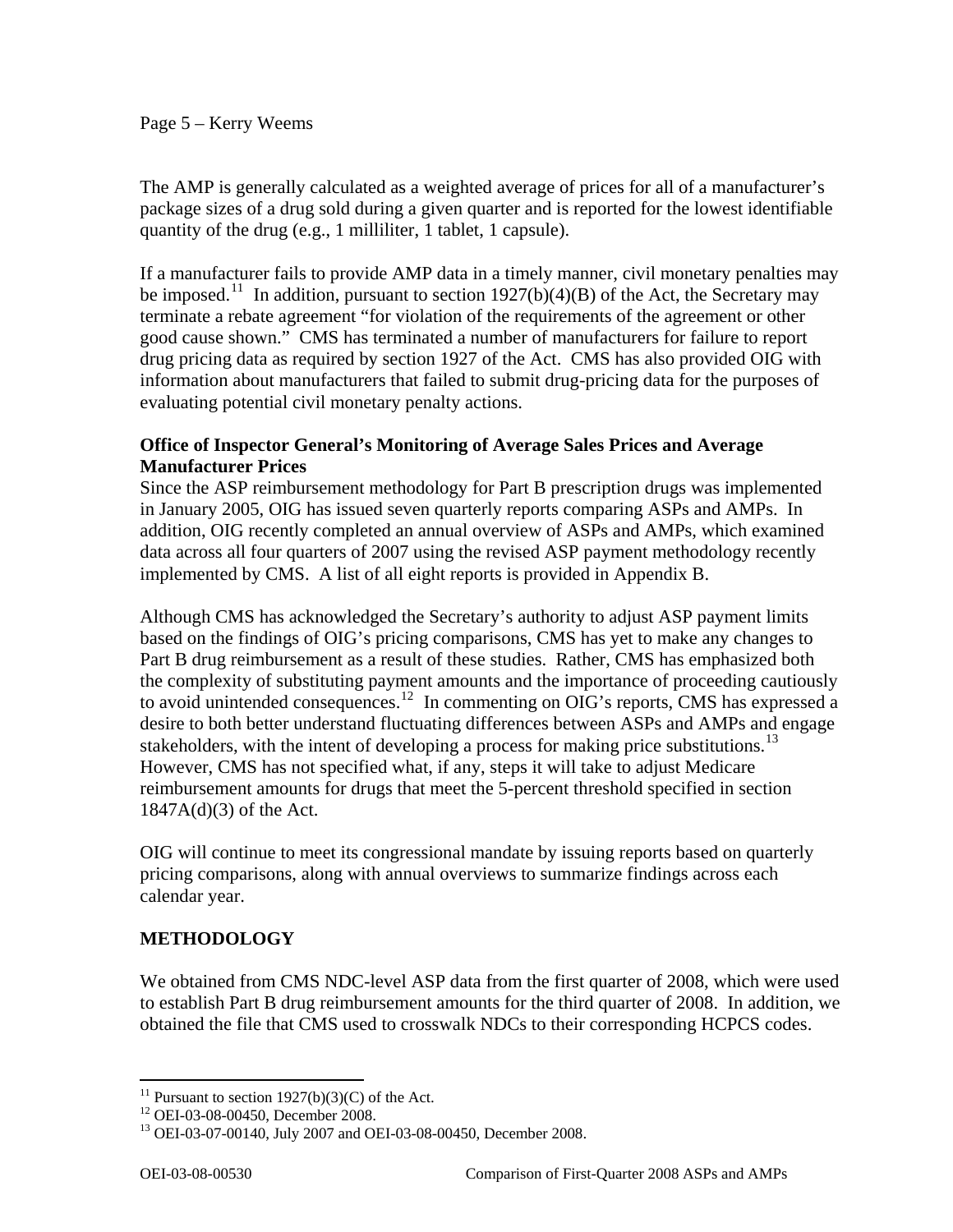The AMP is generally calculated as a weighted average of prices for all of a manufacturer's package sizes of a drug sold during a given quarter and is reported for the lowest identifiable quantity of the drug (e.g., 1 milliliter, 1 tablet, 1 capsule).

If a manufacturer fails to provide AMP data in a timely manner, civil monetary penalties may be imposed.[11] In addition, pursuant to section 1927(b)(4)(B) of the Act, the Secretary may terminate a rebate agreement "for violation of the requirements of the agreement or other good cause shown." CMS has terminated a number of manufacturers for failure to report drug pricing data as required by section 1927 of the Act. CMS has also provided OIG with information about manufacturers that failed to submit drug-pricing data for the purposes of evaluating potential civil monetary penalty actions.

**Office of Inspector General's Monitoring of Average Sales Prices and Average Manufacturer Prices**

Since the ASP reimbursement methodology for Part B prescription drugs was implemented in January 2005, OIG has issued seven quarterly reports comparing ASPs and AMPs. In addition, OIG recently completed an annual overview of ASPs and AMPs, which examined data across all four quarters of 2007 using the revised ASP payment methodology recently implemented by CMS. A list of all eight reports is provided in Appendix B.

Although CMS has acknowledged the Secretary's authority to adjust ASP payment limits based on the findings of OIG's pricing comparisons, CMS has yet to make any changes to Part B drug reimbursement as a result of these studies. Rather, CMS has emphasized both the complexity of substituting payment amounts and the importance of proceeding cautiously to avoid unintended consequences.[12] In commenting on OIG's reports, CMS has expressed a desire to both better understand fluctuating differences between ASPs and AMPs and engage stakeholders, with the intent of developing a process for making price substitutions.[13] However, CMS has not specified what, if any, steps it will take to adjust Medicare reimbursement amounts for drugs that meet the 5-percent threshold specified in section 1847A(d)(3) of the Act.

OIG will continue to meet its congressional mandate by issuing reports based on quarterly pricing comparisons, along with annual overviews to summarize findings across each calendar year.

## METHODOLOGY

We obtained from CMS NDC-level ASP data from the first quarter of 2008, which were used to establish Part B drug reimbursement amounts for the third quarter of 2008. In addition, we obtained the file that CMS used to crosswalk NDCs to their corresponding HCPCS codes.

---

[11] Pursuant to section 1927(b)(3)(C) of the Act.

[12] OEI-03-08-00450, December 2008.

[13] OEI-03-07-00140, July 2007 and OEI-03-08-00450, December 2008.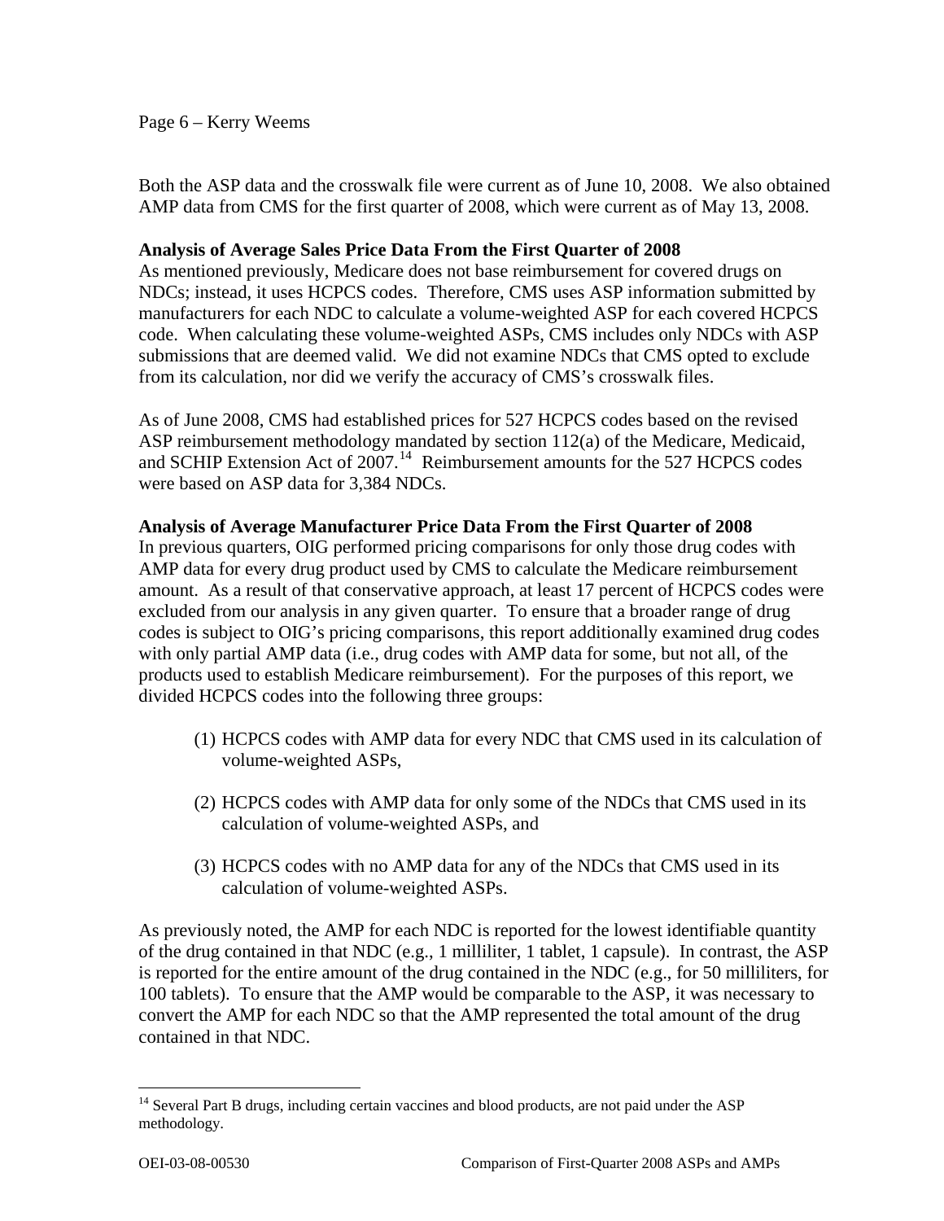Both the ASP data and the crosswalk file were current as of June 10, 2008. We also obtained AMP data from CMS for the first quarter of 2008, which were current as of May 13, 2008.

**Analysis of Average Sales Price Data From the First Quarter of 2008**

As mentioned previously, Medicare does not base reimbursement for covered drugs on NDCs; instead, it uses HCPCS codes. Therefore, CMS uses ASP information submitted by manufacturers for each NDC to calculate a volume-weighted ASP for each covered HCPCS code. When calculating these volume-weighted ASPs, CMS includes only NDCs with ASP submissions that are deemed valid. We did not examine NDCs that CMS opted to exclude from its calculation, nor did we verify the accuracy of CMS's crosswalk files.

As of June 2008, CMS had established prices for 527 HCPCS codes based on the revised ASP reimbursement methodology mandated by section 112(a) of the Medicare, Medicaid, and SCHIP Extension Act of 2007.[14] Reimbursement amounts for the 527 HCPCS codes were based on ASP data for 3,384 NDCs.

**Analysis of Average Manufacturer Price Data From the First Quarter of 2008**

In previous quarters, OIG performed pricing comparisons for only those drug codes with AMP data for every drug product used by CMS to calculate the Medicare reimbursement amount. As a result of that conservative approach, at least 17 percent of HCPCS codes were excluded from our analysis in any given quarter. To ensure that a broader range of drug codes is subject to OIG's pricing comparisons, this report additionally examined drug codes with only partial AMP data (i.e., drug codes with AMP data for some, but not all, of the products used to establish Medicare reimbursement). For the purposes of this report, we divided HCPCS codes into the following three groups:

(1) HCPCS codes with AMP data for every NDC that CMS used in its calculation of volume-weighted ASPs,

(2) HCPCS codes with AMP data for only some of the NDCs that CMS used in its calculation of volume-weighted ASPs, and

(3) HCPCS codes with no AMP data for any of the NDCs that CMS used in its calculation of volume-weighted ASPs.

As previously noted, the AMP for each NDC is reported for the lowest identifiable quantity of the drug contained in that NDC (e.g., 1 milliliter, 1 tablet, 1 capsule). In contrast, the ASP is reported for the entire amount of the drug contained in the NDC (e.g., for 50 milliliters, for 100 tablets). To ensure that the AMP would be comparable to the ASP, it was necessary to convert the AMP for each NDC so that the AMP represented the total amount of the drug contained in that NDC.

[14] Several Part B drugs, including certain vaccines and blood products, are not paid under the ASP methodology.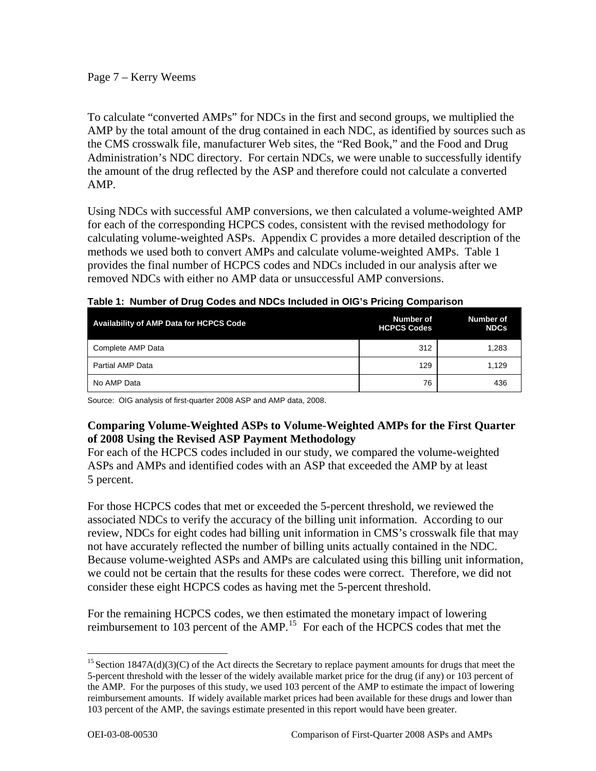To calculate “converted AMPs” for NDCs in the first and second groups, we multiplied the AMP by the total amount of the drug contained in each NDC, as identified by sources such as the CMS crosswalk file, manufacturer Web sites, the “Red Book,” and the Food and Drug Administration’s NDC directory. For certain NDCs, we were unable to successfully identify the amount of the drug reflected by the ASP and therefore could not calculate a converted AMP.

Using NDCs with successful AMP conversions, we then calculated a volume-weighted AMP for each of the corresponding HCPCS codes, consistent with the revised methodology for calculating volume-weighted ASPs. Appendix C provides a more detailed description of the methods we used both to convert AMPs and calculate volume-weighted AMPs. Table 1 provides the final number of HCPCS codes and NDCs included in our analysis after we removed NDCs with either no AMP data or unsuccessful AMP conversions.

**Table 1: Number of Drug Codes and NDCs Included in OIG’s Pricing Comparison**

| Availability of AMP Data for HCPCS Code | Number of HCPCS Codes | Number of NDCs |
|---|---|---|
| Complete AMP Data | 312 | 1,283 |
| Partial AMP Data | 129 | 1,129 |
| No AMP Data | 76 | 436 |

Source: OIG analysis of first-quarter 2008 ASP and AMP data, 2008.

**Comparing Volume-Weighted ASPs to Volume-Weighted AMPs for the First Quarter of 2008 Using the Revised ASP Payment Methodology**

For each of the HCPCS codes included in our study, we compared the volume-weighted ASPs and AMPs and identified codes with an ASP that exceeded the AMP by at least 5 percent.

For those HCPCS codes that met or exceeded the 5-percent threshold, we reviewed the associated NDCs to verify the accuracy of the billing unit information. According to our review, NDCs for eight codes had billing unit information in CMS’s crosswalk file that may not have accurately reflected the number of billing units actually contained in the NDC. Because volume-weighted ASPs and AMPs are calculated using this billing unit information, we could not be certain that the results for these codes were correct. Therefore, we did not consider these eight HCPCS codes as having met the 5-percent threshold.

For the remaining HCPCS codes, we then estimated the monetary impact of lowering reimbursement to 103 percent of the AMP.[15] For each of the HCPCS codes that met the

[15] Section 1847A(d)(3)(C) of the Act directs the Secretary to replace payment amounts for drugs that meet the 5-percent threshold with the lesser of the widely available market price for the drug (if any) or 103 percent of the AMP. For the purposes of this study, we used 103 percent of the AMP to estimate the impact of lowering reimbursement amounts. If widely available market prices had been available for these drugs and lower than 103 percent of the AMP, the savings estimate presented in this report would have been greater.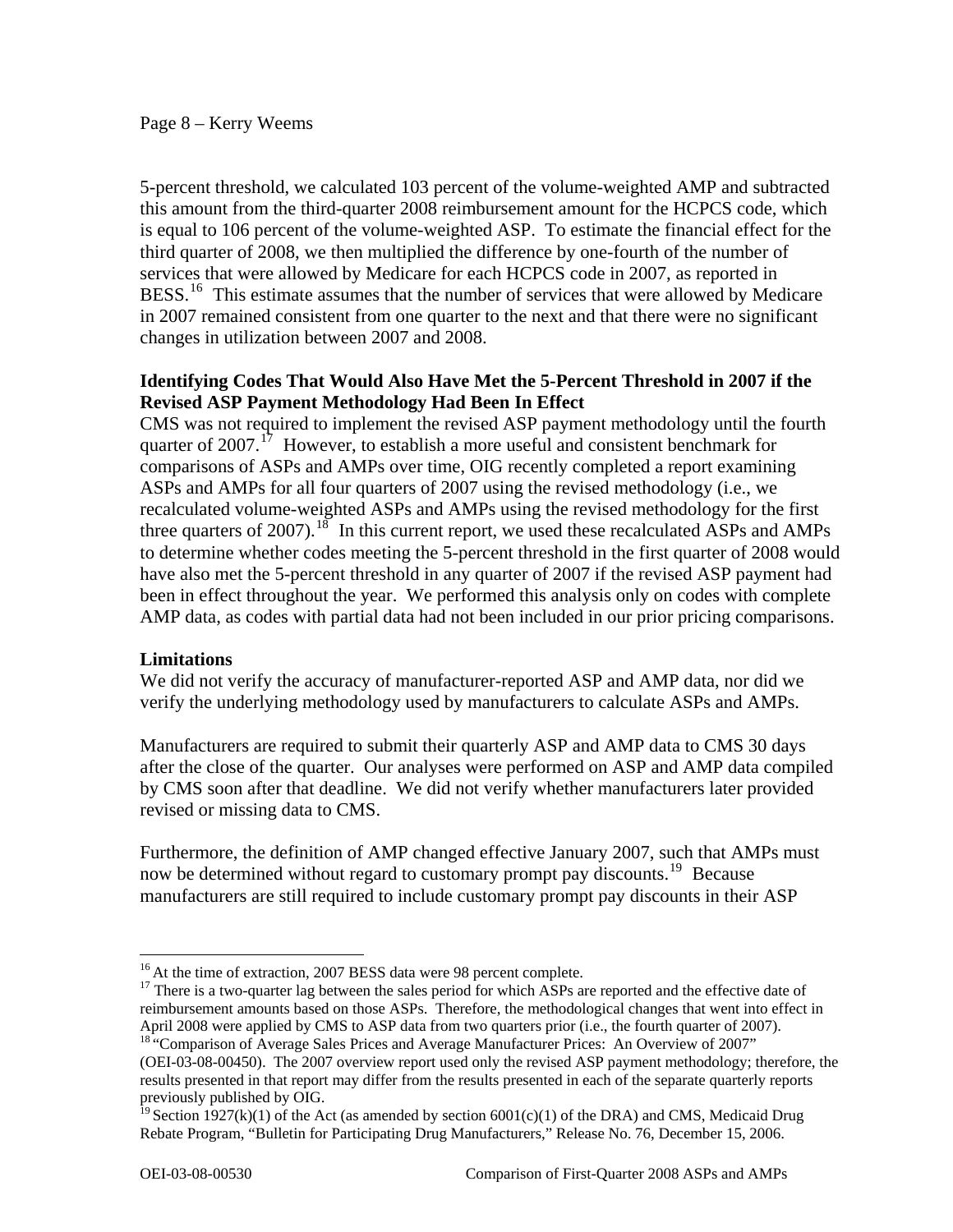5-percent threshold, we calculated 103 percent of the volume-weighted AMP and subtracted this amount from the third-quarter 2008 reimbursement amount for the HCPCS code, which is equal to 106 percent of the volume-weighted ASP. To estimate the financial effect for the third quarter of 2008, we then multiplied the difference by one-fourth of the number of services that were allowed by Medicare for each HCPCS code in 2007, as reported in BESS.[16] This estimate assumes that the number of services that were allowed by Medicare in 2007 remained consistent from one quarter to the next and that there were no significant changes in utilization between 2007 and 2008.

**Identifying Codes That Would Also Have Met the 5-Percent Threshold in 2007 if the Revised ASP Payment Methodology Had Been In Effect**

CMS was not required to implement the revised ASP payment methodology until the fourth quarter of 2007.[17] However, to establish a more useful and consistent benchmark for comparisons of ASPs and AMPs over time, OIG recently completed a report examining ASPs and AMPs for all four quarters of 2007 using the revised methodology (i.e., we recalculated volume-weighted ASPs and AMPs using the revised methodology for the first three quarters of 2007).[18] In this current report, we used these recalculated ASPs and AMPs to determine whether codes meeting the 5-percent threshold in the first quarter of 2008 would have also met the 5-percent threshold in any quarter of 2007 if the revised ASP payment had been in effect throughout the year. We performed this analysis only on codes with complete AMP data, as codes with partial data had not been included in our prior pricing comparisons.

**Limitations**

We did not verify the accuracy of manufacturer-reported ASP and AMP data, nor did we verify the underlying methodology used by manufacturers to calculate ASPs and AMPs.

Manufacturers are required to submit their quarterly ASP and AMP data to CMS 30 days after the close of the quarter. Our analyses were performed on ASP and AMP data compiled by CMS soon after that deadline. We did not verify whether manufacturers later provided revised or missing data to CMS.

Furthermore, the definition of AMP changed effective January 2007, such that AMPs must now be determined without regard to customary prompt pay discounts.[19] Because manufacturers are still required to include customary prompt pay discounts in their ASP

---

[16] At the time of extraction, 2007 BESS data were 98 percent complete.

[17] There is a two-quarter lag between the sales period for which ASPs are reported and the effective date of reimbursement amounts based on those ASPs. Therefore, the methodological changes that went into effect in April 2008 were applied by CMS to ASP data from two quarters prior (i.e., the fourth quarter of 2007).

[18] "Comparison of Average Sales Prices and Average Manufacturer Prices: An Overview of 2007" (OEI-03-08-00450). The 2007 overview report used only the revised ASP payment methodology; therefore, the results presented in that report may differ from the results presented in each of the separate quarterly reports previously published by OIG.

[19] Section 1927(k)(1) of the Act (as amended by section 6001(c)(1) of the DRA) and CMS, Medicaid Drug Rebate Program, "Bulletin for Participating Drug Manufacturers," Release No. 76, December 15, 2006.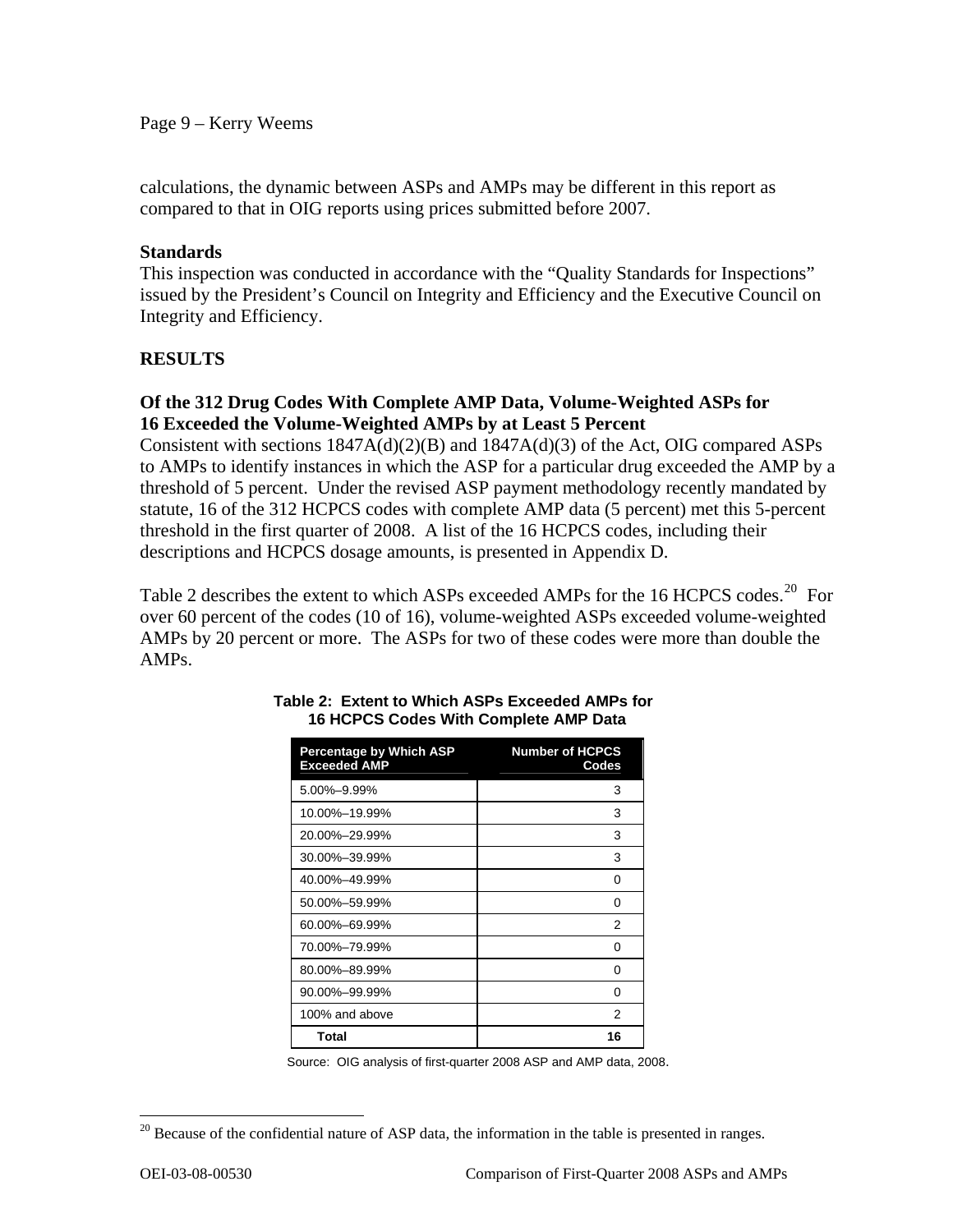calculations, the dynamic between ASPs and AMPs may be different in this report as compared to that in OIG reports using prices submitted before 2007.

### Standards

This inspection was conducted in accordance with the "Quality Standards for Inspections" issued by the President's Council on Integrity and Efficiency and the Executive Council on Integrity and Efficiency.

## RESULTS

### Of the 312 Drug Codes With Complete AMP Data, Volume-Weighted ASPs for 16 Exceeded the Volume-Weighted AMPs by at Least 5 Percent

Consistent with sections 1847A(d)(2)(B) and 1847A(d)(3) of the Act, OIG compared ASPs to AMPs to identify instances in which the ASP for a particular drug exceeded the AMP by a threshold of 5 percent. Under the revised ASP payment methodology recently mandated by statute, 16 of the 312 HCPCS codes with complete AMP data (5 percent) met this 5-percent threshold in the first quarter of 2008. A list of the 16 HCPCS codes, including their descriptions and HCPCS dosage amounts, is presented in Appendix D.

Table 2 describes the extent to which ASPs exceeded AMPs for the 16 HCPCS codes.[20] For over 60 percent of the codes (10 of 16), volume-weighted ASPs exceeded volume-weighted AMPs by 20 percent or more. The ASPs for two of these codes were more than double the AMPs.

**Table 2: Extent to Which ASPs Exceeded AMPs for 16 HCPCS Codes With Complete AMP Data**

| Percentage by Which ASP Exceeded AMP | Number of HCPCS Codes |
|---|---|
| 5.00%–9.99% | 3 |
| 10.00%–19.99% | 3 |
| 20.00%–29.99% | 3 |
| 30.00%–39.99% | 3 |
| 40.00%–49.99% | 0 |
| 50.00%–59.99% | 0 |
| 60.00%–69.99% | 2 |
| 70.00%–79.99% | 0 |
| 80.00%–89.99% | 0 |
| 90.00%–99.99% | 0 |
| 100% and above | 2 |
| **Total** | **16** |

Source: OIG analysis of first-quarter 2008 ASP and AMP data, 2008.

[20] Because of the confidential nature of ASP data, the information in the table is presented in ranges.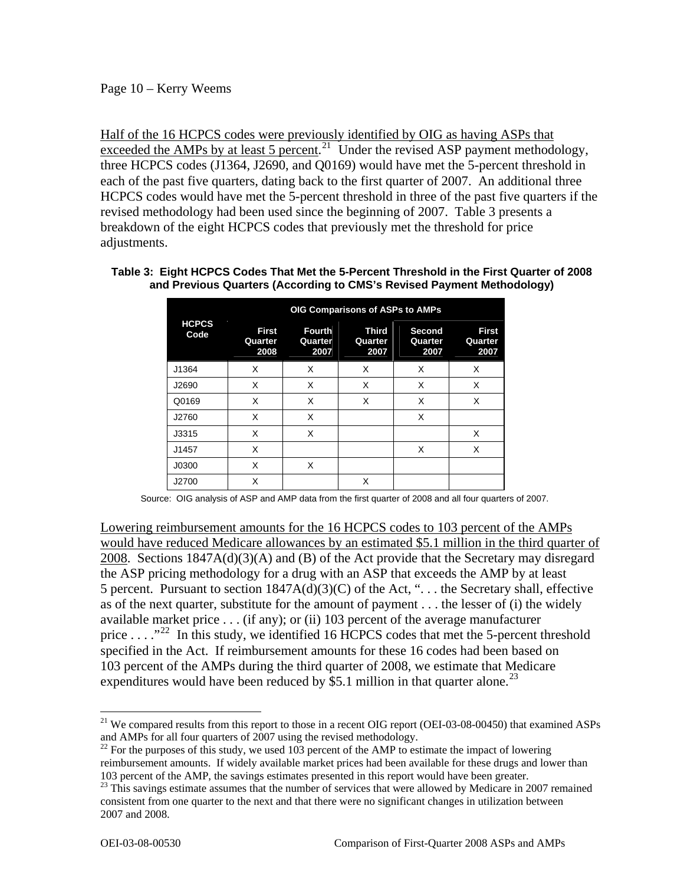Half of the 16 HCPCS codes were previously identified by OIG as having ASPs that exceeded the AMPs by at least 5 percent.[21] Under the revised ASP payment methodology, three HCPCS codes (J1364, J2690, and Q0169) would have met the 5-percent threshold in each of the past five quarters, dating back to the first quarter of 2007. An additional three HCPCS codes would have met the 5-percent threshold in three of the past five quarters if the revised methodology had been used since the beginning of 2007. Table 3 presents a breakdown of the eight HCPCS codes that previously met the threshold for price adjustments.

**Table 3: Eight HCPCS Codes That Met the 5-Percent Threshold in the First Quarter of 2008 and Previous Quarters (According to CMS's Revised Payment Methodology)**

| HCPCS Code | OIG Comparisons of ASPs to AMPs | | | | |
|---|---|---|---|---|---|
| | First Quarter 2008 | Fourth Quarter 2007 | Third Quarter 2007 | Second Quarter 2007 | First Quarter 2007 |
| J1364 | X | X | X | X | X |
| J2690 | X | X | X | X | X |
| Q0169 | X | X | X | X | X |
| J2760 | X | X | | X | |
| J3315 | X | X | | | X |
| J1457 | X | | | X | X |
| J0300 | X | X | | | |
| J2700 | X | | X | | |

Source: OIG analysis of ASP and AMP data from the first quarter of 2008 and all four quarters of 2007.

Lowering reimbursement amounts for the 16 HCPCS codes to 103 percent of the AMPs would have reduced Medicare allowances by an estimated $5.1 million in the third quarter of 2008. Sections 1847A(d)(3)(A) and (B) of the Act provide that the Secretary may disregard the ASP pricing methodology for a drug with an ASP that exceeds the AMP by at least 5 percent. Pursuant to section 1847A(d)(3)(C) of the Act, ". . . the Secretary shall, effective as of the next quarter, substitute for the amount of payment . . . the lesser of (i) the widely available market price . . . (if any); or (ii) 103 percent of the average manufacturer price . . . ."[22] In this study, we identified 16 HCPCS codes that met the 5-percent threshold specified in the Act. If reimbursement amounts for these 16 codes had been based on 103 percent of the AMPs during the third quarter of 2008, we estimate that Medicare expenditures would have been reduced by $5.1 million in that quarter alone.[23]

---

[21] We compared results from this report to those in a recent OIG report (OEI-03-08-00450) that examined ASPs and AMPs for all four quarters of 2007 using the revised methodology.

[22] For the purposes of this study, we used 103 percent of the AMP to estimate the impact of lowering reimbursement amounts. If widely available market prices had been available for these drugs and lower than 103 percent of the AMP, the savings estimates presented in this report would have been greater.

[23] This savings estimate assumes that the number of services that were allowed by Medicare in 2007 remained consistent from one quarter to the next and that there were no significant changes in utilization between 2007 and 2008.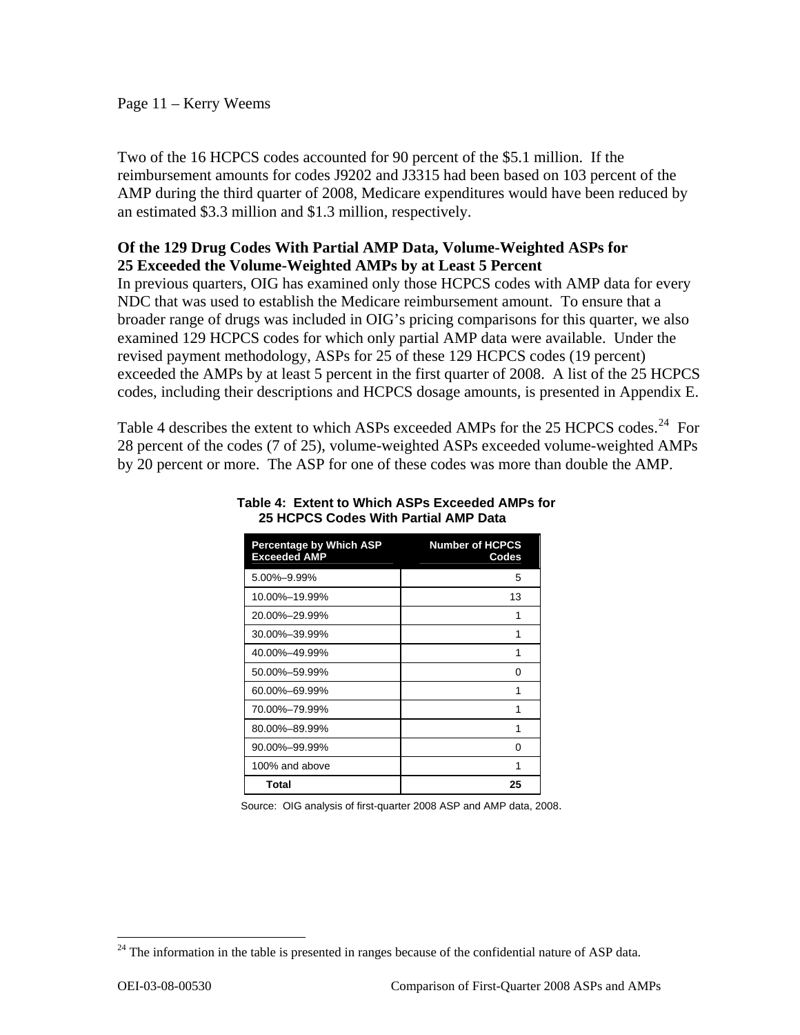Two of the 16 HCPCS codes accounted for 90 percent of the $5.1 million. If the reimbursement amounts for codes J9202 and J3315 had been based on 103 percent of the AMP during the third quarter of 2008, Medicare expenditures would have been reduced by an estimated $3.3 million and $1.3 million, respectively.

**Of the 129 Drug Codes With Partial AMP Data, Volume-Weighted ASPs for 25 Exceeded the Volume-Weighted AMPs by at Least 5 Percent**

In previous quarters, OIG has examined only those HCPCS codes with AMP data for every NDC that was used to establish the Medicare reimbursement amount. To ensure that a broader range of drugs was included in OIG's pricing comparisons for this quarter, we also examined 129 HCPCS codes for which only partial AMP data were available. Under the revised payment methodology, ASPs for 25 of these 129 HCPCS codes (19 percent) exceeded the AMPs by at least 5 percent in the first quarter of 2008. A list of the 25 HCPCS codes, including their descriptions and HCPCS dosage amounts, is presented in Appendix E.

Table 4 describes the extent to which ASPs exceeded AMPs for the 25 HCPCS codes.[24] For 28 percent of the codes (7 of 25), volume-weighted ASPs exceeded volume-weighted AMPs by 20 percent or more. The ASP for one of these codes was more than double the AMP.

**Table 4: Extent to Which ASPs Exceeded AMPs for 25 HCPCS Codes With Partial AMP Data**

| Percentage by Which ASP Exceeded AMP | Number of HCPCS Codes |
|---|---:|
| 5.00%–9.99% | 5 |
| 10.00%–19.99% | 13 |
| 20.00%–29.99% | 1 |
| 30.00%–39.99% | 1 |
| 40.00%–49.99% | 1 |
| 50.00%–59.99% | 0 |
| 60.00%–69.99% | 1 |
| 70.00%–79.99% | 1 |
| 80.00%–89.99% | 1 |
| 90.00%–99.99% | 0 |
| 100% and above | 1 |
| **Total** | **25** |

Source: OIG analysis of first-quarter 2008 ASP and AMP data, 2008.

[24] The information in the table is presented in ranges because of the confidential nature of ASP data.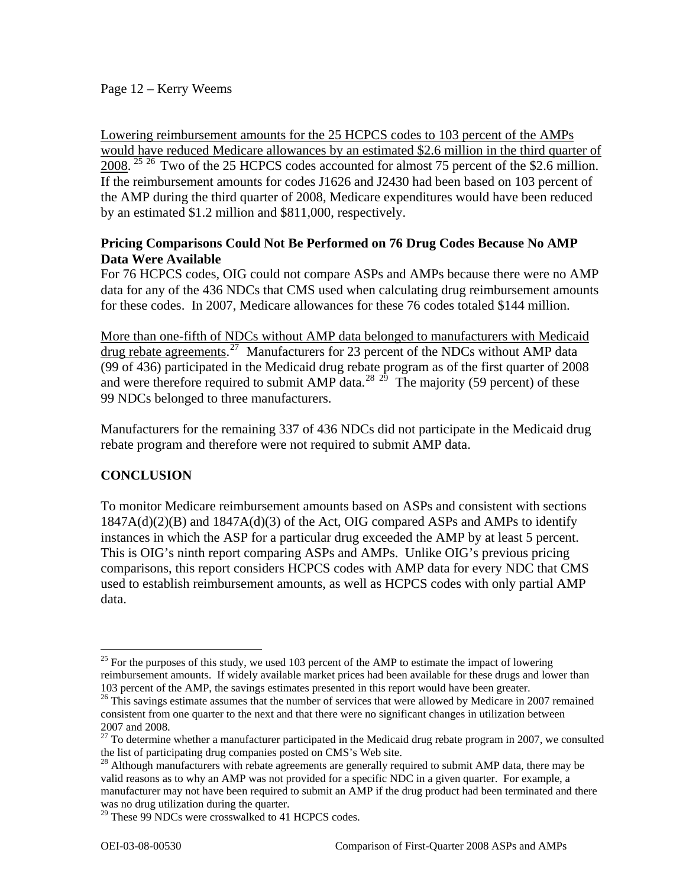Lowering reimbursement amounts for the 25 HCPCS codes to 103 percent of the AMPs would have reduced Medicare allowances by an estimated $2.6 million in the third quarter of 2008.[25] [26] Two of the 25 HCPCS codes accounted for almost 75 percent of the $2.6 million. If the reimbursement amounts for codes J1626 and J2430 had been based on 103 percent of the AMP during the third quarter of 2008, Medicare expenditures would have been reduced by an estimated $1.2 million and $811,000, respectively.

**Pricing Comparisons Could Not Be Performed on 76 Drug Codes Because No AMP Data Were Available**

For 76 HCPCS codes, OIG could not compare ASPs and AMPs because there were no AMP data for any of the 436 NDCs that CMS used when calculating drug reimbursement amounts for these codes. In 2007, Medicare allowances for these 76 codes totaled $144 million.

More than one-fifth of NDCs without AMP data belonged to manufacturers with Medicaid drug rebate agreements.[27] Manufacturers for 23 percent of the NDCs without AMP data (99 of 436) participated in the Medicaid drug rebate program as of the first quarter of 2008 and were therefore required to submit AMP data.[28] [29] The majority (59 percent) of these 99 NDCs belonged to three manufacturers.

Manufacturers for the remaining 337 of 436 NDCs did not participate in the Medicaid drug rebate program and therefore were not required to submit AMP data.

## CONCLUSION

To monitor Medicare reimbursement amounts based on ASPs and consistent with sections 1847A(d)(2)(B) and 1847A(d)(3) of the Act, OIG compared ASPs and AMPs to identify instances in which the ASP for a particular drug exceeded the AMP by at least 5 percent. This is OIG's ninth report comparing ASPs and AMPs. Unlike OIG's previous pricing comparisons, this report considers HCPCS codes with AMP data for every NDC that CMS used to establish reimbursement amounts, as well as HCPCS codes with only partial AMP data.

---

[25] For the purposes of this study, we used 103 percent of the AMP to estimate the impact of lowering reimbursement amounts. If widely available market prices had been available for these drugs and lower than 103 percent of the AMP, the savings estimates presented in this report would have been greater.

[26] This savings estimate assumes that the number of services that were allowed by Medicare in 2007 remained consistent from one quarter to the next and that there were no significant changes in utilization between 2007 and 2008.

[27] To determine whether a manufacturer participated in the Medicaid drug rebate program in 2007, we consulted the list of participating drug companies posted on CMS's Web site.

[28] Although manufacturers with rebate agreements are generally required to submit AMP data, there may be valid reasons as to why an AMP was not provided for a specific NDC in a given quarter. For example, a manufacturer may not have been required to submit an AMP if the drug product had been terminated and there was no drug utilization during the quarter.

[29] These 99 NDCs were crosswalked to 41 HCPCS codes.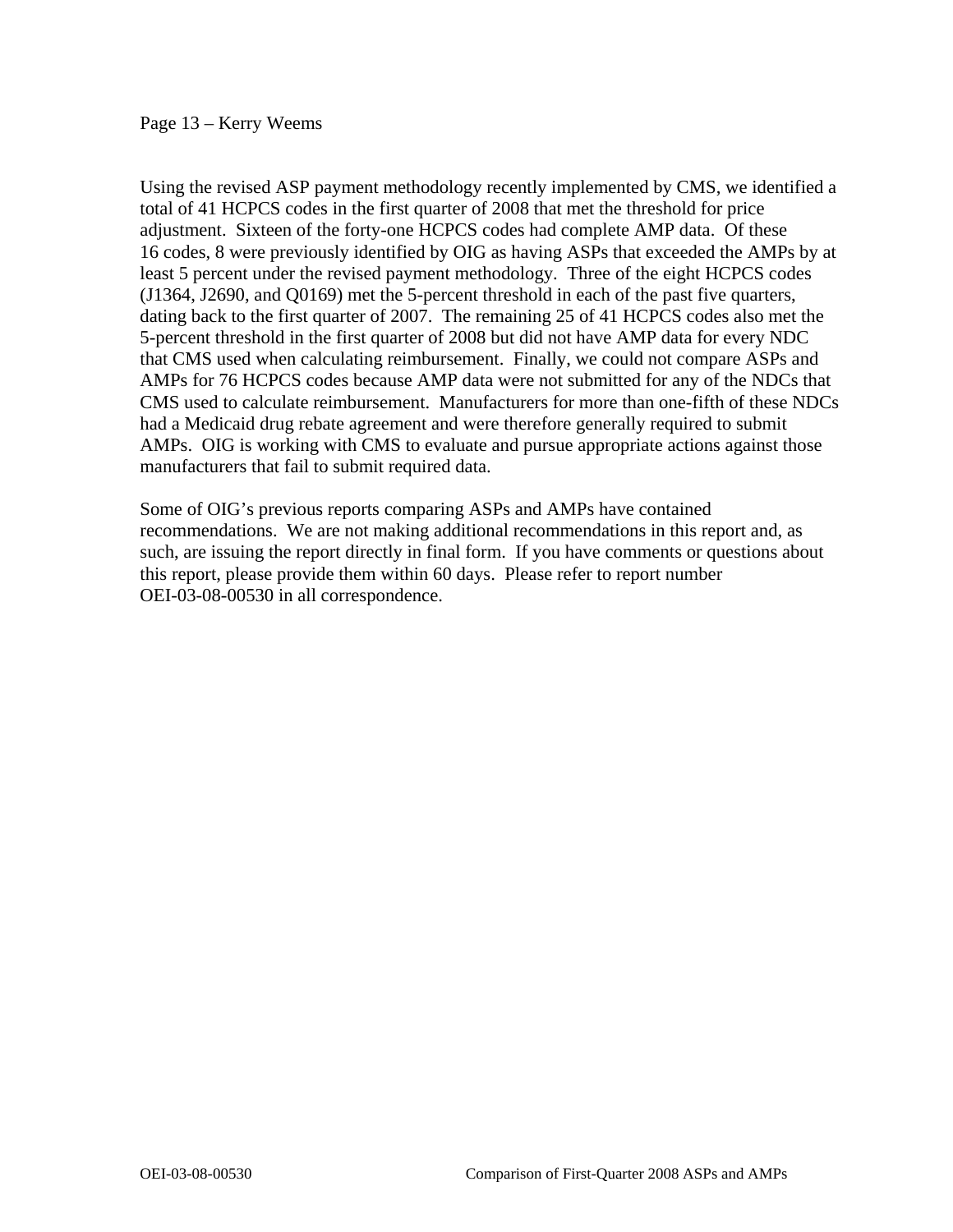Using the revised ASP payment methodology recently implemented by CMS, we identified a total of 41 HCPCS codes in the first quarter of 2008 that met the threshold for price adjustment. Sixteen of the forty-one HCPCS codes had complete AMP data. Of these 16 codes, 8 were previously identified by OIG as having ASPs that exceeded the AMPs by at least 5 percent under the revised payment methodology. Three of the eight HCPCS codes (J1364, J2690, and Q0169) met the 5-percent threshold in each of the past five quarters, dating back to the first quarter of 2007. The remaining 25 of 41 HCPCS codes also met the 5-percent threshold in the first quarter of 2008 but did not have AMP data for every NDC that CMS used when calculating reimbursement. Finally, we could not compare ASPs and AMPs for 76 HCPCS codes because AMP data were not submitted for any of the NDCs that CMS used to calculate reimbursement. Manufacturers for more than one-fifth of these NDCs had a Medicaid drug rebate agreement and were therefore generally required to submit AMPs. OIG is working with CMS to evaluate and pursue appropriate actions against those manufacturers that fail to submit required data.

Some of OIG's previous reports comparing ASPs and AMPs have contained recommendations. We are not making additional recommendations in this report and, as such, are issuing the report directly in final form. If you have comments or questions about this report, please provide them within 60 days. Please refer to report number OEI-03-08-00530 in all correspondence.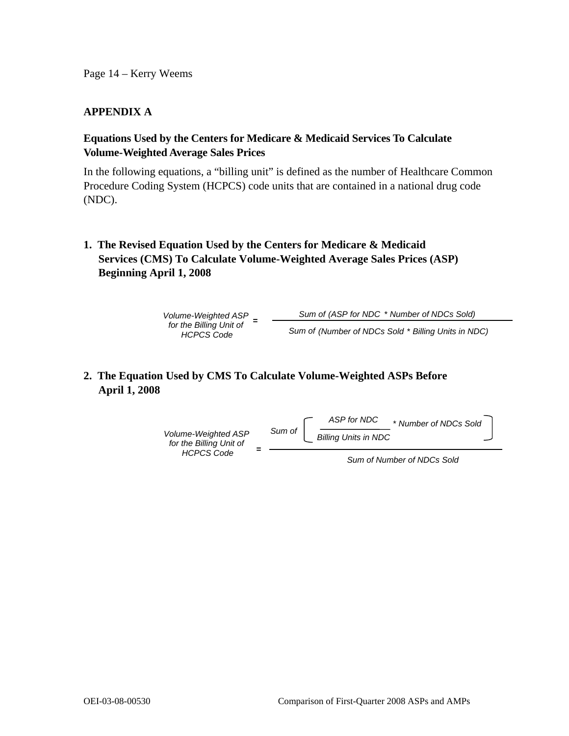## APPENDIX A

### Equations Used by the Centers for Medicare & Medicaid Services To Calculate Volume-Weighted Average Sales Prices

In the following equations, a "billing unit" is defined as the number of Healthcare Common Procedure Coding System (HCPCS) code units that are contained in a national drug code (NDC).

### 1. The Revised Equation Used by the Centers for Medicare & Medicaid Services (CMS) To Calculate Volume-Weighted Average Sales Prices (ASP) Beginning April 1, 2008

$$\text{Volume-Weighted ASP for the Billing Unit of HCPCS Code} = \frac{\text{Sum of (ASP for NDC * Number of NDCs Sold)}}{\text{Sum of (Number of NDCs Sold * Billing Units in NDC)}}$$

### 2. The Equation Used by CMS To Calculate Volume-Weighted ASPs Before April 1, 2008

$$\text{Volume-Weighted ASP for the Billing Unit of HCPCS Code} = \frac{\text{Sum of} \left[ \dfrac{\text{ASP for NDC}}{\text{Billing Units in NDC}} \text{ * Number of NDCs Sold} \right]}{\text{Sum of Number of NDCs Sold}}$$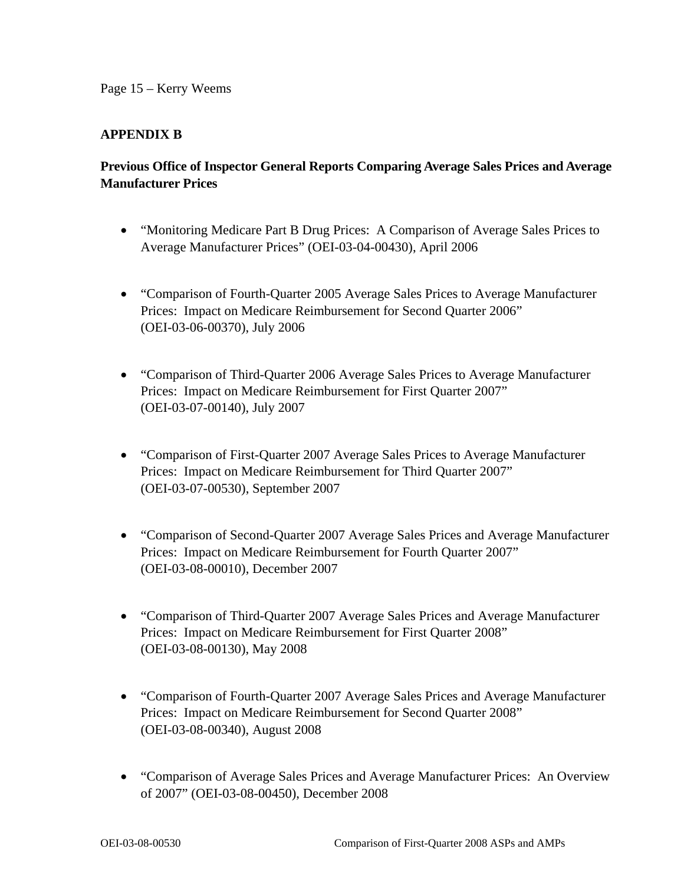## APPENDIX B

### Previous Office of Inspector General Reports Comparing Average Sales Prices and Average Manufacturer Prices

- "Monitoring Medicare Part B Drug Prices: A Comparison of Average Sales Prices to Average Manufacturer Prices" (OEI-03-04-00430), April 2006

- "Comparison of Fourth-Quarter 2005 Average Sales Prices to Average Manufacturer Prices: Impact on Medicare Reimbursement for Second Quarter 2006" (OEI-03-06-00370), July 2006

- "Comparison of Third-Quarter 2006 Average Sales Prices to Average Manufacturer Prices: Impact on Medicare Reimbursement for First Quarter 2007" (OEI-03-07-00140), July 2007

- "Comparison of First-Quarter 2007 Average Sales Prices to Average Manufacturer Prices: Impact on Medicare Reimbursement for Third Quarter 2007" (OEI-03-07-00530), September 2007

- "Comparison of Second-Quarter 2007 Average Sales Prices and Average Manufacturer Prices: Impact on Medicare Reimbursement for Fourth Quarter 2007" (OEI-03-08-00010), December 2007

- "Comparison of Third-Quarter 2007 Average Sales Prices and Average Manufacturer Prices: Impact on Medicare Reimbursement for First Quarter 2008" (OEI-03-08-00130), May 2008

- "Comparison of Fourth-Quarter 2007 Average Sales Prices and Average Manufacturer Prices: Impact on Medicare Reimbursement for Second Quarter 2008" (OEI-03-08-00340), August 2008

- "Comparison of Average Sales Prices and Average Manufacturer Prices: An Overview of 2007" (OEI-03-08-00450), December 2008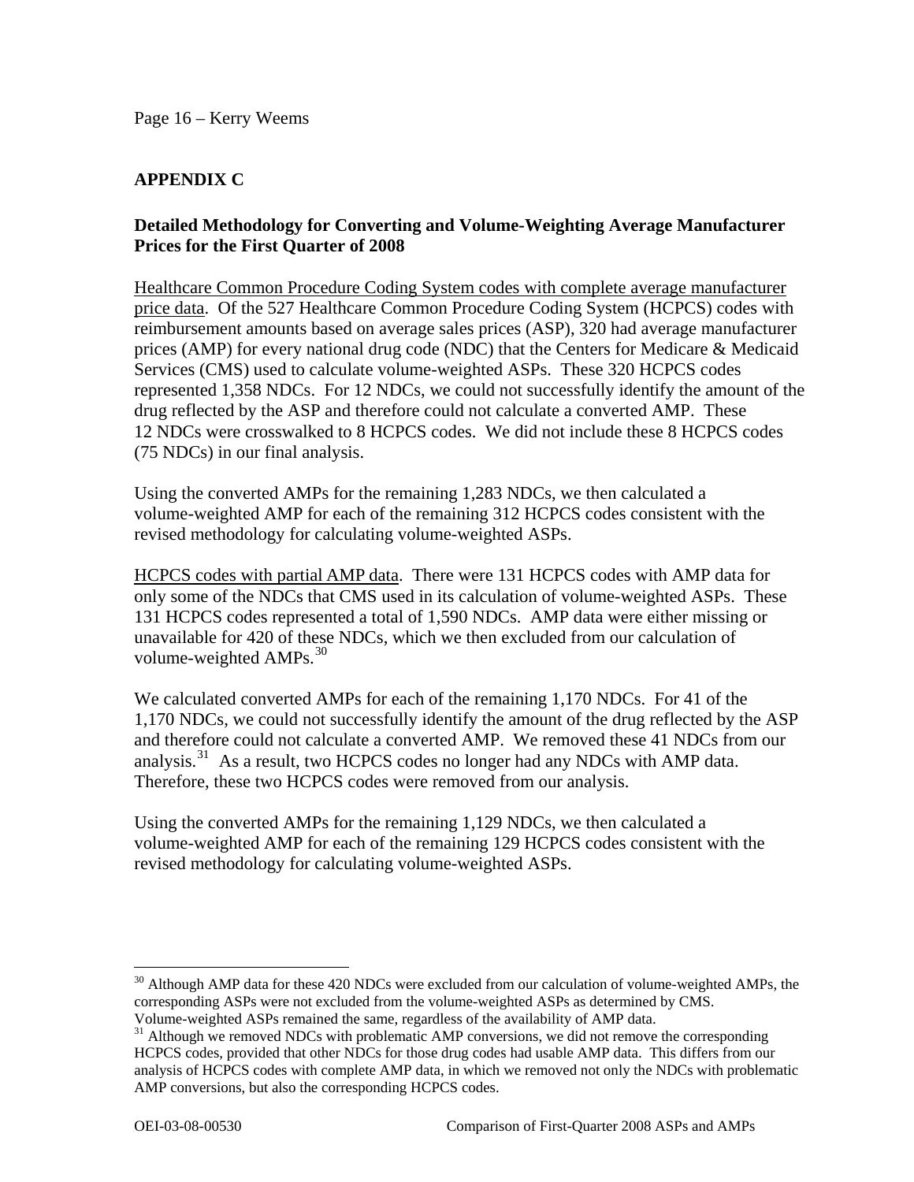## APPENDIX C

### Detailed Methodology for Converting and Volume-Weighting Average Manufacturer Prices for the First Quarter of 2008

Healthcare Common Procedure Coding System codes with complete average manufacturer price data. Of the 527 Healthcare Common Procedure Coding System (HCPCS) codes with reimbursement amounts based on average sales prices (ASP), 320 had average manufacturer prices (AMP) for every national drug code (NDC) that the Centers for Medicare & Medicaid Services (CMS) used to calculate volume-weighted ASPs. These 320 HCPCS codes represented 1,358 NDCs. For 12 NDCs, we could not successfully identify the amount of the drug reflected by the ASP and therefore could not calculate a converted AMP. These 12 NDCs were crosswalked to 8 HCPCS codes. We did not include these 8 HCPCS codes (75 NDCs) in our final analysis.

Using the converted AMPs for the remaining 1,283 NDCs, we then calculated a volume-weighted AMP for each of the remaining 312 HCPCS codes consistent with the revised methodology for calculating volume-weighted ASPs.

HCPCS codes with partial AMP data. There were 131 HCPCS codes with AMP data for only some of the NDCs that CMS used in its calculation of volume-weighted ASPs. These 131 HCPCS codes represented a total of 1,590 NDCs. AMP data were either missing or unavailable for 420 of these NDCs, which we then excluded from our calculation of volume-weighted AMPs.[30]

We calculated converted AMPs for each of the remaining 1,170 NDCs. For 41 of the 1,170 NDCs, we could not successfully identify the amount of the drug reflected by the ASP and therefore could not calculate a converted AMP. We removed these 41 NDCs from our analysis.[31] As a result, two HCPCS codes no longer had any NDCs with AMP data. Therefore, these two HCPCS codes were removed from our analysis.

Using the converted AMPs for the remaining 1,129 NDCs, we then calculated a volume-weighted AMP for each of the remaining 129 HCPCS codes consistent with the revised methodology for calculating volume-weighted ASPs.

---

[30] Although AMP data for these 420 NDCs were excluded from our calculation of volume-weighted AMPs, the corresponding ASPs were not excluded from the volume-weighted ASPs as determined by CMS. Volume-weighted ASPs remained the same, regardless of the availability of AMP data.

[31] Although we removed NDCs with problematic AMP conversions, we did not remove the corresponding HCPCS codes, provided that other NDCs for those drug codes had usable AMP data. This differs from our analysis of HCPCS codes with complete AMP data, in which we removed not only the NDCs with problematic AMP conversions, but also the corresponding HCPCS codes.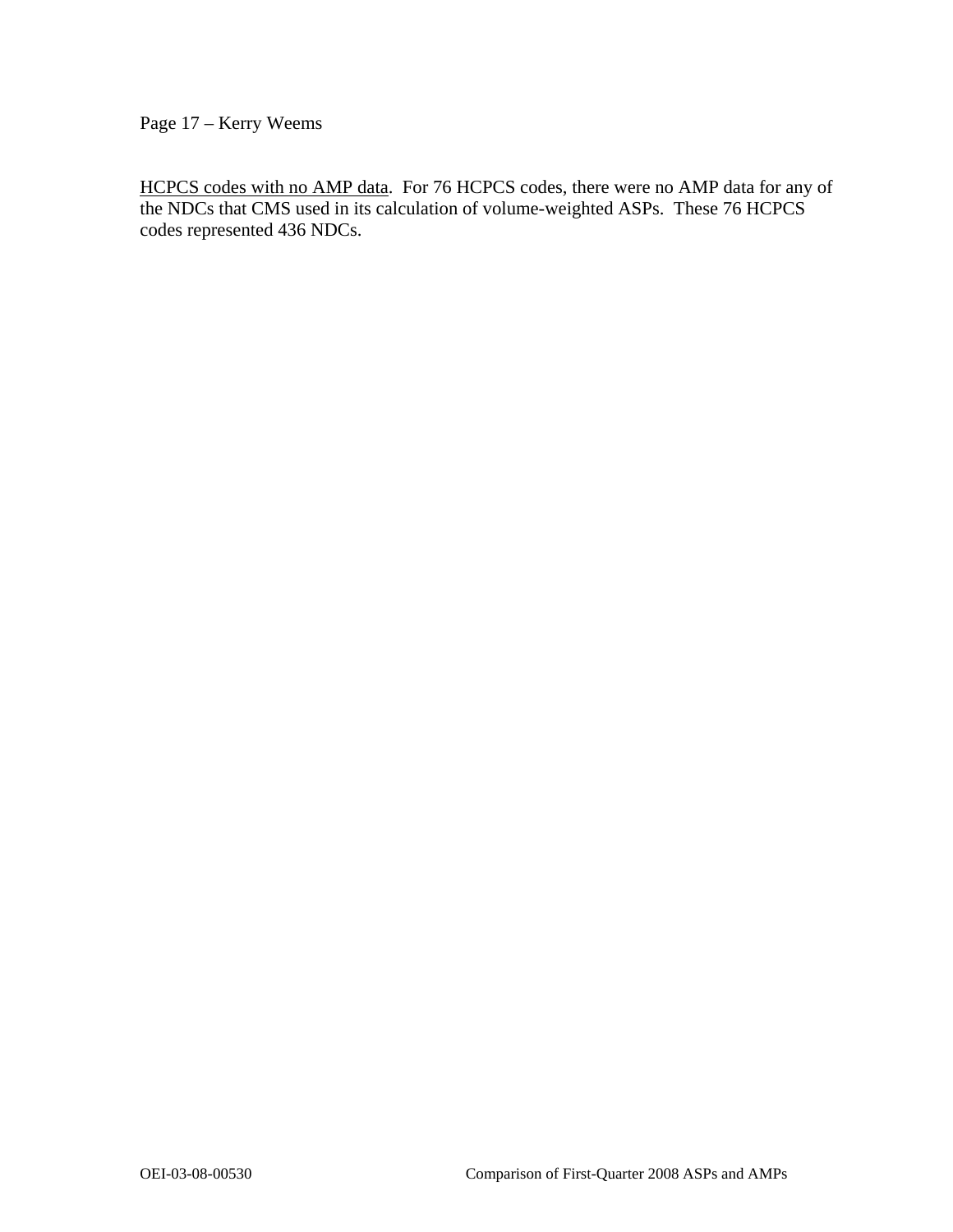HCPCS codes with no AMP data. For 76 HCPCS codes, there were no AMP data for any of the NDCs that CMS used in its calculation of volume-weighted ASPs. These 76 HCPCS codes represented 436 NDCs.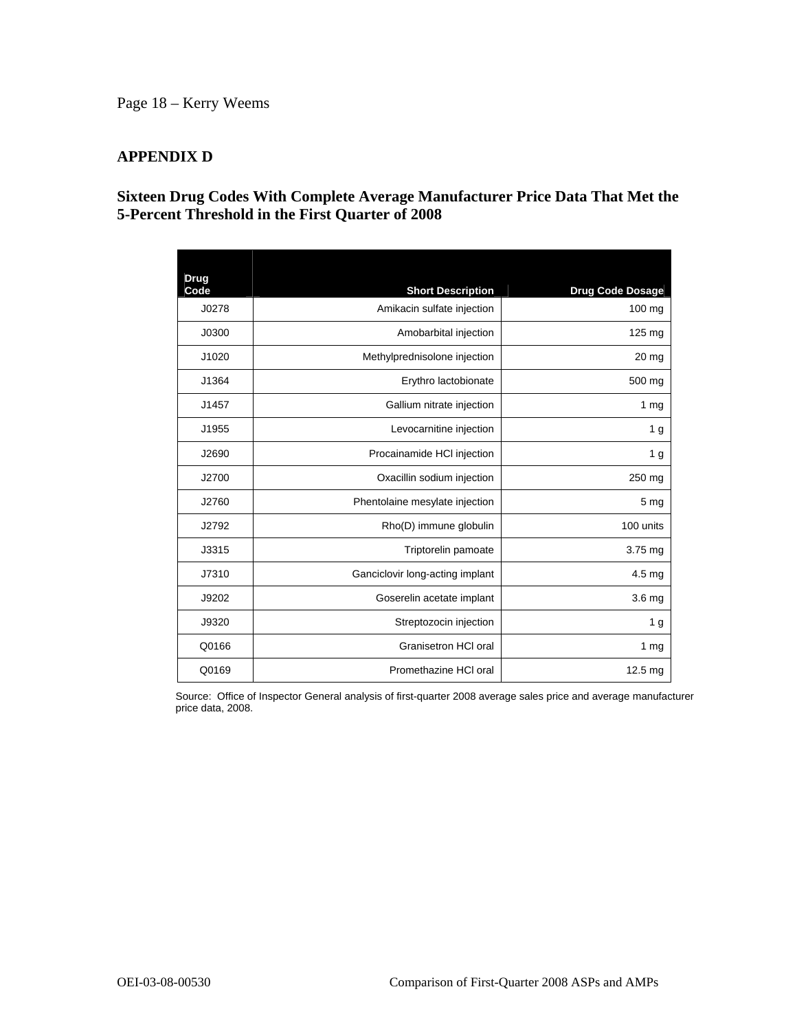## APPENDIX D

### Sixteen Drug Codes With Complete Average Manufacturer Price Data That Met the 5-Percent Threshold in the First Quarter of 2008

| Drug Code | Short Description | Drug Code Dosage |
|---|---|---|
| J0278 | Amikacin sulfate injection | 100 mg |
| J0300 | Amobarbital injection | 125 mg |
| J1020 | Methylprednisolone injection | 20 mg |
| J1364 | Erythro lactobionate | 500 mg |
| J1457 | Gallium nitrate injection | 1 mg |
| J1955 | Levocarnitine injection | 1 g |
| J2690 | Procainamide HCl injection | 1 g |
| J2700 | Oxacillin sodium injection | 250 mg |
| J2760 | Phentolaine mesylate injection | 5 mg |
| J2792 | Rho(D) immune globulin | 100 units |
| J3315 | Triptorelin pamoate | 3.75 mg |
| J7310 | Ganciclovir long-acting implant | 4.5 mg |
| J9202 | Goserelin acetate implant | 3.6 mg |
| J9320 | Streptozocin injection | 1 g |
| Q0166 | Granisetron HCl oral | 1 mg |
| Q0169 | Promethazine HCl oral | 12.5 mg |

Source: Office of Inspector General analysis of first-quarter 2008 average sales price and average manufacturer price data, 2008.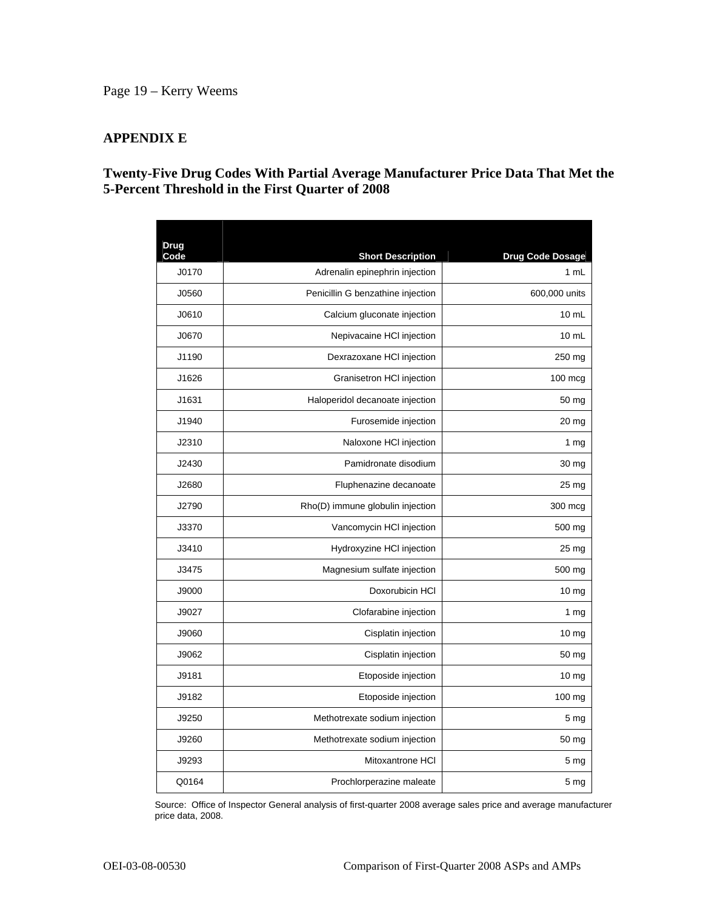## APPENDIX E

### Twenty-Five Drug Codes With Partial Average Manufacturer Price Data That Met the 5-Percent Threshold in the First Quarter of 2008

| Drug Code | Short Description | Drug Code Dosage |
|---|---|---|
| J0170 | Adrenalin epinephrin injection | 1 mL |
| J0560 | Penicillin G benzathine injection | 600,000 units |
| J0610 | Calcium gluconate injection | 10 mL |
| J0670 | Nepivacaine HCl injection | 10 mL |
| J1190 | Dexrazoxane HCl injection | 250 mg |
| J1626 | Granisetron HCl injection | 100 mcg |
| J1631 | Haloperidol decanoate injection | 50 mg |
| J1940 | Furosemide injection | 20 mg |
| J2310 | Naloxone HCl injection | 1 mg |
| J2430 | Pamidronate disodium | 30 mg |
| J2680 | Fluphenazine decanoate | 25 mg |
| J2790 | Rho(D) immune globulin injection | 300 mcg |
| J3370 | Vancomycin HCl injection | 500 mg |
| J3410 | Hydroxyzine HCl injection | 25 mg |
| J3475 | Magnesium sulfate injection | 500 mg |
| J9000 | Doxorubicin HCl | 10 mg |
| J9027 | Clofarabine injection | 1 mg |
| J9060 | Cisplatin injection | 10 mg |
| J9062 | Cisplatin injection | 50 mg |
| J9181 | Etoposide injection | 10 mg |
| J9182 | Etoposide injection | 100 mg |
| J9250 | Methotrexate sodium injection | 5 mg |
| J9260 | Methotrexate sodium injection | 50 mg |
| J9293 | Mitoxantrone HCl | 5 mg |
| Q0164 | Prochlorperazine maleate | 5 mg |

Source: Office of Inspector General analysis of first-quarter 2008 average sales price and average manufacturer price data, 2008.